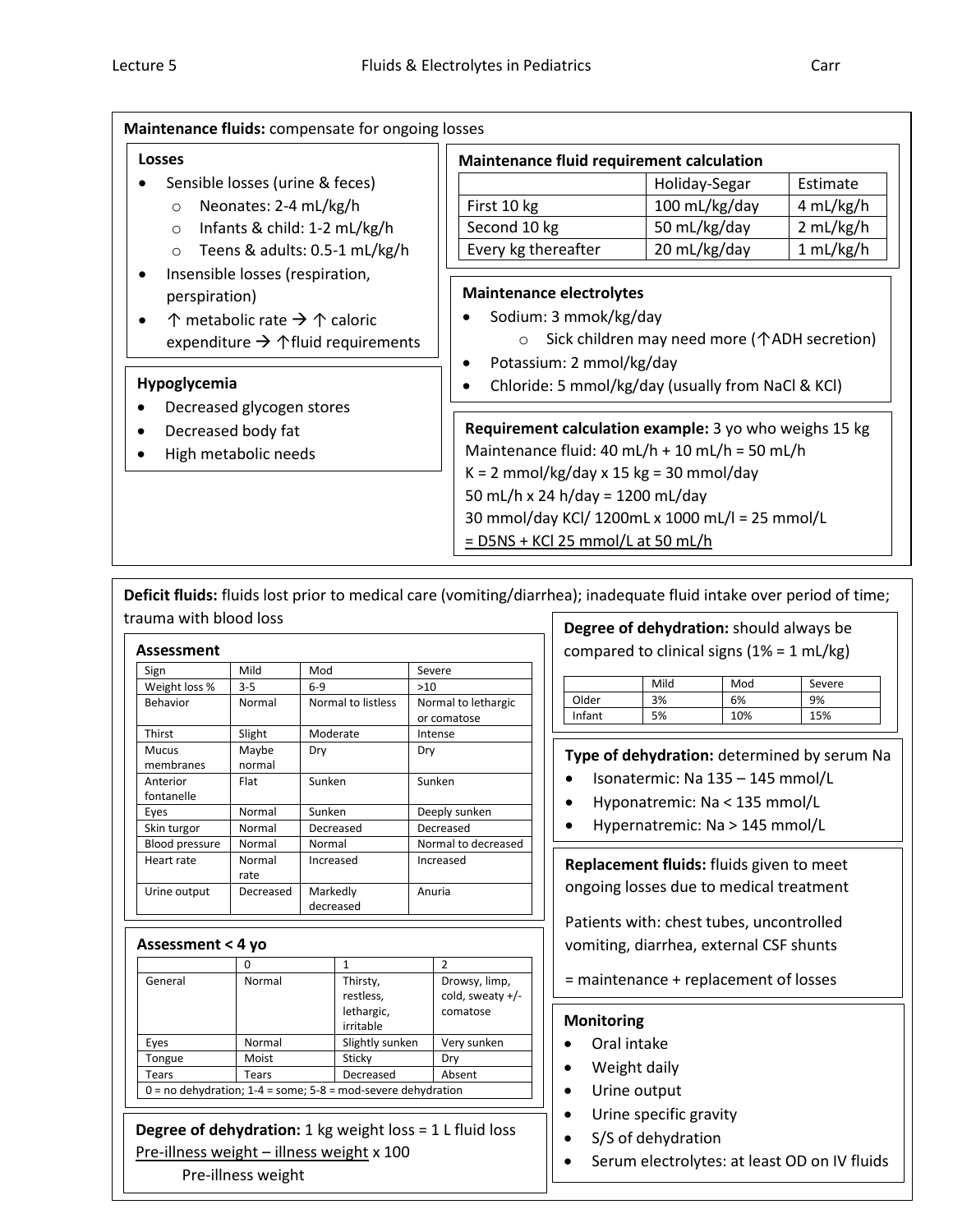## Maintenance fluids: compensate for ongoing losses

### Losses

- Sensible losses (urine & feces)
  - Neonates: 2-4 mL/kg/h
  - Infants & child: 1-2 mL/kg/h
  - Teens & adults: 0.5-1 mL/kg/h
- Insensible losses (respiration, perspiration)
- ↑ metabolic rate → ↑ caloric expenditure → ↑fluid requirements

### Hypoglycemia

- Decreased glycogen stores
- Decreased body fat
- High metabolic needs

### Maintenance fluid requirement calculation

| | Holiday-Segar | Estimate |
|---|---|---|
| First 10 kg | 100 mL/kg/day | 4 mL/kg/h |
| Second 10 kg | 50 mL/kg/day | 2 mL/kg/h |
| Every kg thereafter | 20 mL/kg/day | 1 mL/kg/h |

### Maintenance electrolytes

- Sodium: 3 mmok/kg/day
  - Sick children may need more (↑ADH secretion)
- Potassium: 2 mmol/kg/day
- Chloride: 5 mmol/kg/day (usually from NaCl & KCl)

**Requirement calculation example:** 3 yo who weighs 15 kg

Maintenance fluid: 40 mL/h + 10 mL/h = 50 mL/h

K = 2 mmol/kg/day x 15 kg = 30 mmol/day

50 mL/h x 24 h/day = 1200 mL/day

30 mmol/day KCl/ 1200mL x 1000 mL/l = 25 mmol/L

<u>= D5NS + KCl 25 mmol/L at 50 mL/h</u>

## Deficit fluids: fluids lost prior to medical care (vomiting/diarrhea); inadequate fluid intake over period of time; trauma with blood loss

### Assessment

| Sign | Mild | Mod | Severe |
|---|---|---|---|
| Weight loss % | 3-5 | 6-9 | >10 |
| Behavior | Normal | Normal to listless | Normal to lethargic or comatose |
| Thirst | Slight | Moderate | Intense |
| Mucus membranes | Maybe normal | Dry | Dry |
| Anterior fontanelle | Flat | Sunken | Sunken |
| Eyes | Normal | Sunken | Deeply sunken |
| Skin turgor | Normal | Decreased | Decreased |
| Blood pressure | Normal | Normal | Normal to decreased |
| Heart rate | Normal rate | Increased | Increased |
| Urine output | Decreased | Markedly decreased | Anuria |

### Assessment < 4 yo

| | 0 | 1 | 2 |
|---|---|---|---|
| General | Normal | Thirsty, restless, lethargic, irritable | Drowsy, limp, cold, sweaty +/- comatose |
| Eyes | Normal | Slightly sunken | Very sunken |
| Tongue | Moist | Sticky | Dry |
| Tears | Tears | Decreased | Absent |

0 = no dehydration; 1-4 = some; 5-8 = mod-severe dehydration

**Degree of dehydration:** 1 kg weight loss = 1 L fluid loss

$$\frac{\text{Pre-illness weight} - \text{illness weight}}{\text{Pre-illness weight}} \times 100$$

**Degree of dehydration:** should always be compared to clinical signs (1% = 1 mL/kg)

| | Mild | Mod | Severe |
|---|---|---|---|
| Older | 3% | 6% | 9% |
| Infant | 5% | 10% | 15% |

**Type of dehydration:** determined by serum Na

- Isonatermic: Na 135 – 145 mmol/L
- Hyponatremic: Na < 135 mmol/L
- Hypernatremic: Na > 145 mmol/L

**Replacement fluids:** fluids given to meet ongoing losses due to medical treatment

Patients with: chest tubes, uncontrolled vomiting, diarrhea, external CSF shunts

= maintenance + replacement of losses

### Monitoring

- Oral intake
- Weight daily
- Urine output
- Urine specific gravity
- S/S of dehydration
- Serum electrolytes: at least OD on IV fluids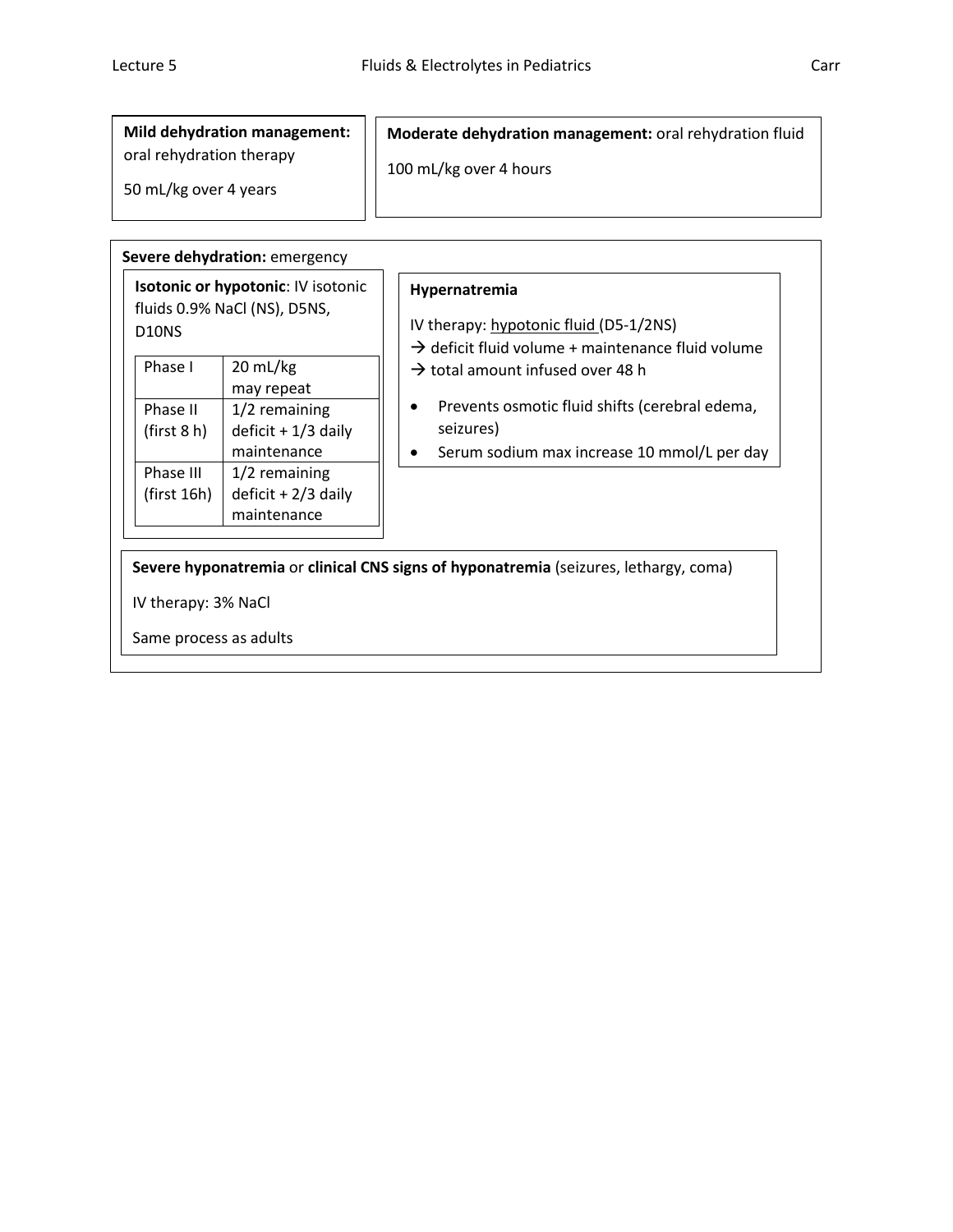**Mild dehydration management:** oral rehydration therapy

50 mL/kg over 4 years

**Moderate dehydration management:** oral rehydration fluid

100 mL/kg over 4 hours

**Severe dehydration:** emergency

**Isotonic or hypotonic**: IV isotonic fluids 0.9% NaCl (NS), D5NS, D10NS

| | |
|---|---|
| Phase I | 20 mL/kg may repeat |
| Phase II (first 8 h) | 1/2 remaining deficit + 1/3 daily maintenance |
| Phase III (first 16h) | 1/2 remaining deficit + 2/3 daily maintenance |

**Hypernatremia**

IV therapy: hypotonic fluid (D5-1/2NS)
→ deficit fluid volume + maintenance fluid volume
→ total amount infused over 48 h

- Prevents osmotic fluid shifts (cerebral edema, seizures)
- Serum sodium max increase 10 mmol/L per day

**Severe hyponatremia** or **clinical CNS signs of hyponatremia** (seizures, lethargy, coma)

IV therapy: 3% NaCl

Same process as adults